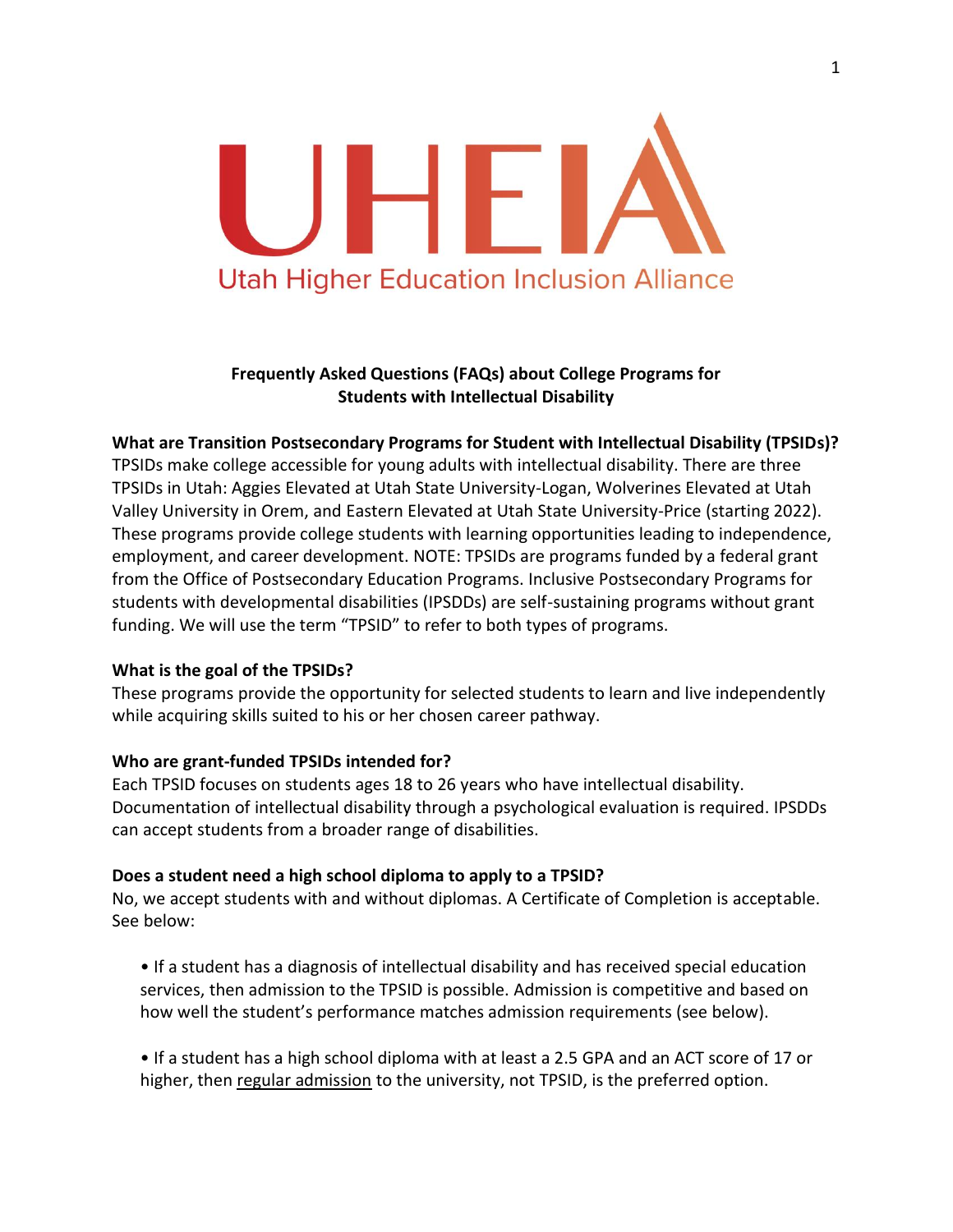UHEIA

Utah Higher Education Inclusion Alliance

# Frequently Asked Questions (FAQs) about College Programs for Students with Intellectual Disability

**What are Transition Postsecondary Programs for Student with Intellectual Disability (TPSIDs)?**

TPSIDs make college accessible for young adults with intellectual disability. There are three TPSIDs in Utah: Aggies Elevated at Utah State University-Logan, Wolverines Elevated at Utah Valley University in Orem, and Eastern Elevated at Utah State University-Price (starting 2022). These programs provide college students with learning opportunities leading to independence, employment, and career development. NOTE: TPSIDs are programs funded by a federal grant from the Office of Postsecondary Education Programs. Inclusive Postsecondary Programs for students with developmental disabilities (IPSDDs) are self-sustaining programs without grant funding. We will use the term "TPSID" to refer to both types of programs.

**What is the goal of the TPSIDs?**

These programs provide the opportunity for selected students to learn and live independently while acquiring skills suited to his or her chosen career pathway.

**Who are grant-funded TPSIDs intended for?**

Each TPSID focuses on students ages 18 to 26 years who have intellectual disability. Documentation of intellectual disability through a psychological evaluation is required. IPSDDs can accept students from a broader range of disabilities.

**Does a student need a high school diploma to apply to a TPSID?**

No, we accept students with and without diplomas. A Certificate of Completion is acceptable. See below:

- If a student has a diagnosis of intellectual disability and has received special education services, then admission to the TPSID is possible. Admission is competitive and based on how well the student's performance matches admission requirements (see below).

- If a student has a high school diploma with at least a 2.5 GPA and an ACT score of 17 or higher, then regular admission to the university, not TPSID, is the preferred option.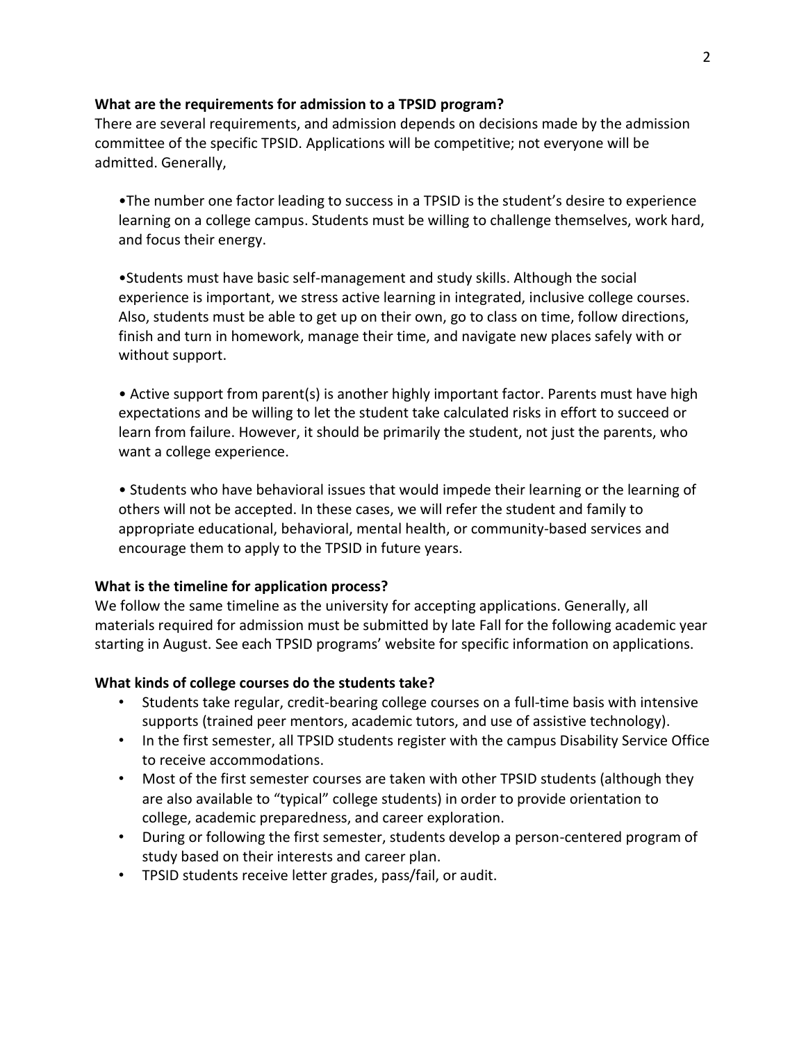**What are the requirements for admission to a TPSID program?**

There are several requirements, and admission depends on decisions made by the admission committee of the specific TPSID. Applications will be competitive; not everyone will be admitted. Generally,

- The number one factor leading to success in a TPSID is the student's desire to experience learning on a college campus. Students must be willing to challenge themselves, work hard, and focus their energy.

- Students must have basic self-management and study skills. Although the social experience is important, we stress active learning in integrated, inclusive college courses. Also, students must be able to get up on their own, go to class on time, follow directions, finish and turn in homework, manage their time, and navigate new places safely with or without support.

- Active support from parent(s) is another highly important factor. Parents must have high expectations and be willing to let the student take calculated risks in effort to succeed or learn from failure. However, it should be primarily the student, not just the parents, who want a college experience.

- Students who have behavioral issues that would impede their learning or the learning of others will not be accepted. In these cases, we will refer the student and family to appropriate educational, behavioral, mental health, or community-based services and encourage them to apply to the TPSID in future years.

**What is the timeline for application process?**

We follow the same timeline as the university for accepting applications. Generally, all materials required for admission must be submitted by late Fall for the following academic year starting in August. See each TPSID programs' website for specific information on applications.

**What kinds of college courses do the students take?**

- Students take regular, credit-bearing college courses on a full-time basis with intensive supports (trained peer mentors, academic tutors, and use of assistive technology).
- In the first semester, all TPSID students register with the campus Disability Service Office to receive accommodations.
- Most of the first semester courses are taken with other TPSID students (although they are also available to "typical" college students) in order to provide orientation to college, academic preparedness, and career exploration.
- During or following the first semester, students develop a person-centered program of study based on their interests and career plan.
- TPSID students receive letter grades, pass/fail, or audit.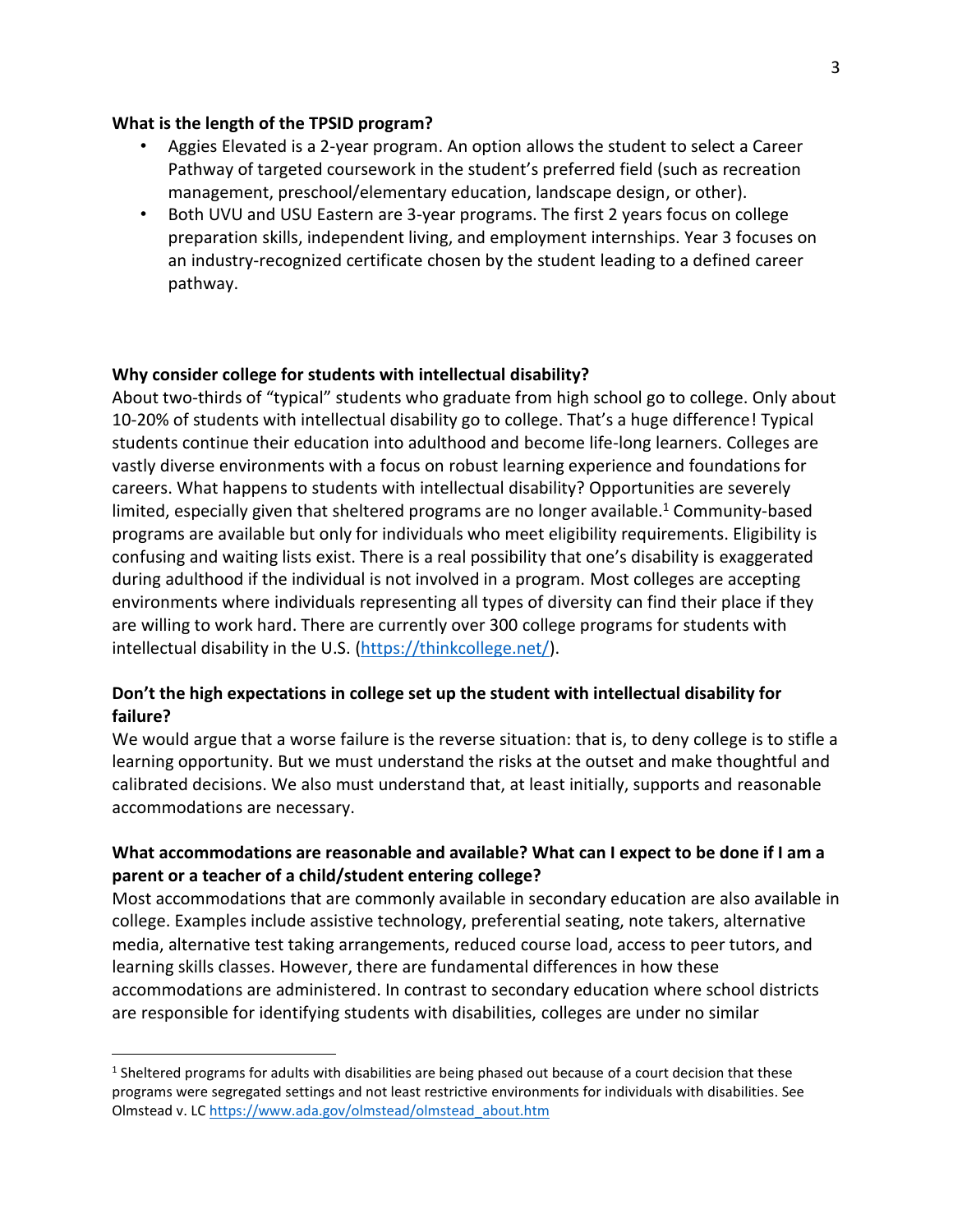**What is the length of the TPSID program?**

- Aggies Elevated is a 2-year program. An option allows the student to select a Career Pathway of targeted coursework in the student's preferred field (such as recreation management, preschool/elementary education, landscape design, or other).
- Both UVU and USU Eastern are 3-year programs. The first 2 years focus on college preparation skills, independent living, and employment internships. Year 3 focuses on an industry-recognized certificate chosen by the student leading to a defined career pathway.

**Why consider college for students with intellectual disability?**

About two-thirds of "typical" students who graduate from high school go to college. Only about 10-20% of students with intellectual disability go to college. That's a huge difference! Typical students continue their education into adulthood and become life-long learners. Colleges are vastly diverse environments with a focus on robust learning experience and foundations for careers. What happens to students with intellectual disability? Opportunities are severely limited, especially given that sheltered programs are no longer available.[1] Community-based programs are available but only for individuals who meet eligibility requirements. Eligibility is confusing and waiting lists exist. There is a real possibility that one's disability is exaggerated during adulthood if the individual is not involved in a program. Most colleges are accepting environments where individuals representing all types of diversity can find their place if they are willing to work hard. There are currently over 300 college programs for students with intellectual disability in the U.S. (https://thinkcollege.net/).

**Don't the high expectations in college set up the student with intellectual disability for failure?**

We would argue that a worse failure is the reverse situation: that is, to deny college is to stifle a learning opportunity. But we must understand the risks at the outset and make thoughtful and calibrated decisions. We also must understand that, at least initially, supports and reasonable accommodations are necessary.

**What accommodations are reasonable and available? What can I expect to be done if I am a parent or a teacher of a child/student entering college?**

Most accommodations that are commonly available in secondary education are also available in college. Examples include assistive technology, preferential seating, note takers, alternative media, alternative test taking arrangements, reduced course load, access to peer tutors, and learning skills classes. However, there are fundamental differences in how these accommodations are administered. In contrast to secondary education where school districts are responsible for identifying students with disabilities, colleges are under no similar

---

[1] Sheltered programs for adults with disabilities are being phased out because of a court decision that these programs were segregated settings and not least restrictive environments for individuals with disabilities. See Olmstead v. LC https://www.ada.gov/olmstead/olmstead_about.htm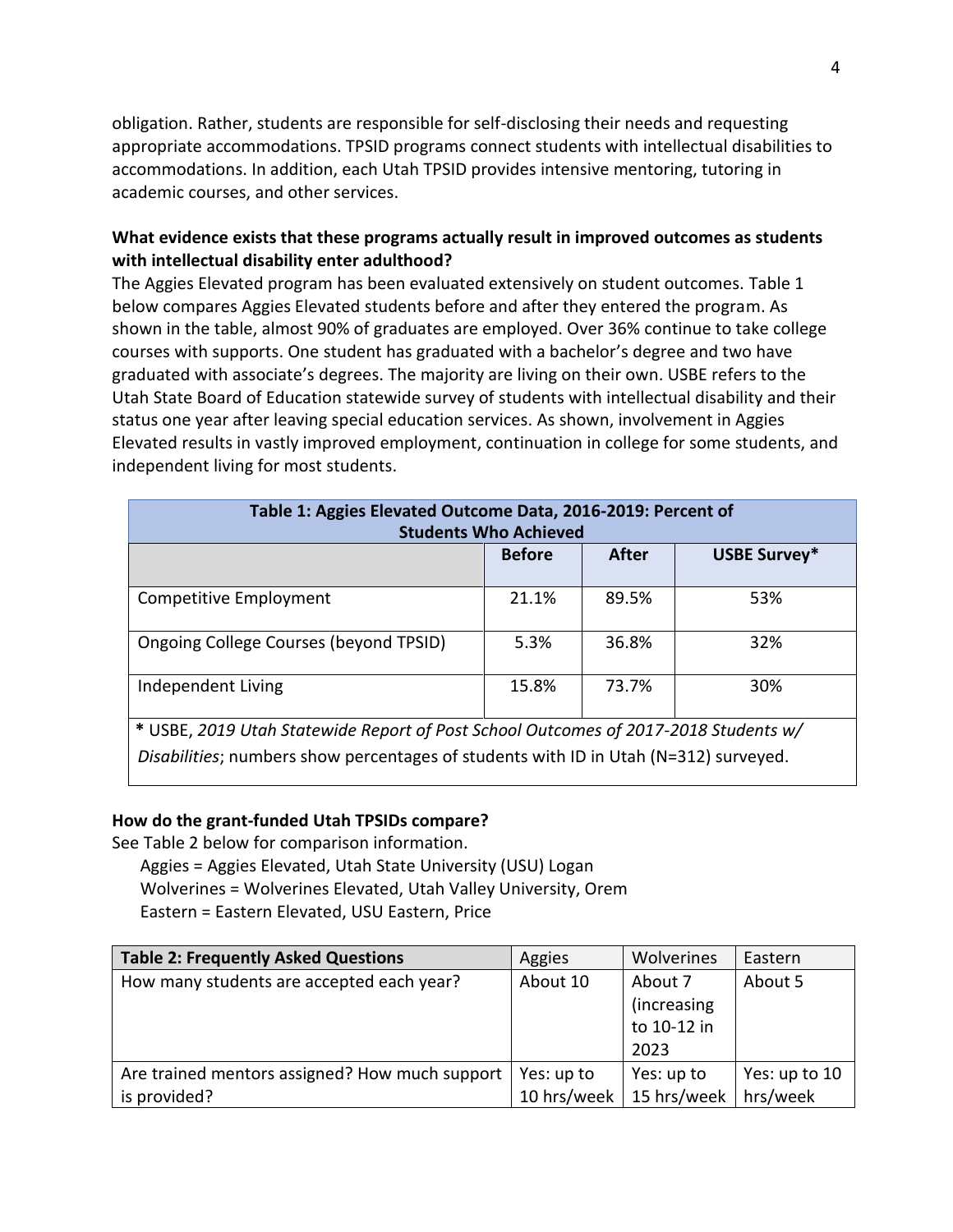obligation. Rather, students are responsible for self-disclosing their needs and requesting appropriate accommodations. TPSID programs connect students with intellectual disabilities to accommodations. In addition, each Utah TPSID provides intensive mentoring, tutoring in academic courses, and other services.

**What evidence exists that these programs actually result in improved outcomes as students with intellectual disability enter adulthood?**

The Aggies Elevated program has been evaluated extensively on student outcomes. Table 1 below compares Aggies Elevated students before and after they entered the program. As shown in the table, almost 90% of graduates are employed. Over 36% continue to take college courses with supports. One student has graduated with a bachelor's degree and two have graduated with associate's degrees. The majority are living on their own. USBE refers to the Utah State Board of Education statewide survey of students with intellectual disability and their status one year after leaving special education services. As shown, involvement in Aggies Elevated results in vastly improved employment, continuation in college for some students, and independent living for most students.

| **Table 1: Aggies Elevated Outcome Data, 2016-2019: Percent of Students Who Achieved** | | | |
|---|---|---|---|
| | **Before** | **After** | **USBE Survey*** |
| Competitive Employment | 21.1% | 89.5% | 53% |
| Ongoing College Courses (beyond TPSID) | 5.3% | 36.8% | 32% |
| Independent Living | 15.8% | 73.7% | 30% |

**\*** USBE, *2019 Utah Statewide Report of Post School Outcomes of 2017-2018 Students w/ Disabilities*; numbers show percentages of students with ID in Utah (N=312) surveyed.

**How do the grant-funded Utah TPSIDs compare?**

See Table 2 below for comparison information.

Aggies = Aggies Elevated, Utah State University (USU) Logan
Wolverines = Wolverines Elevated, Utah Valley University, Orem
Eastern = Eastern Elevated, USU Eastern, Price

| **Table 2: Frequently Asked Questions** | Aggies | Wolverines | Eastern |
|---|---|---|---|
| How many students are accepted each year? | About 10 | About 7 (increasing to 10-12 in 2023 | About 5 |
| Are trained mentors assigned? How much support is provided? | Yes: up to 10 hrs/week | Yes: up to 15 hrs/week | Yes: up to 10 hrs/week |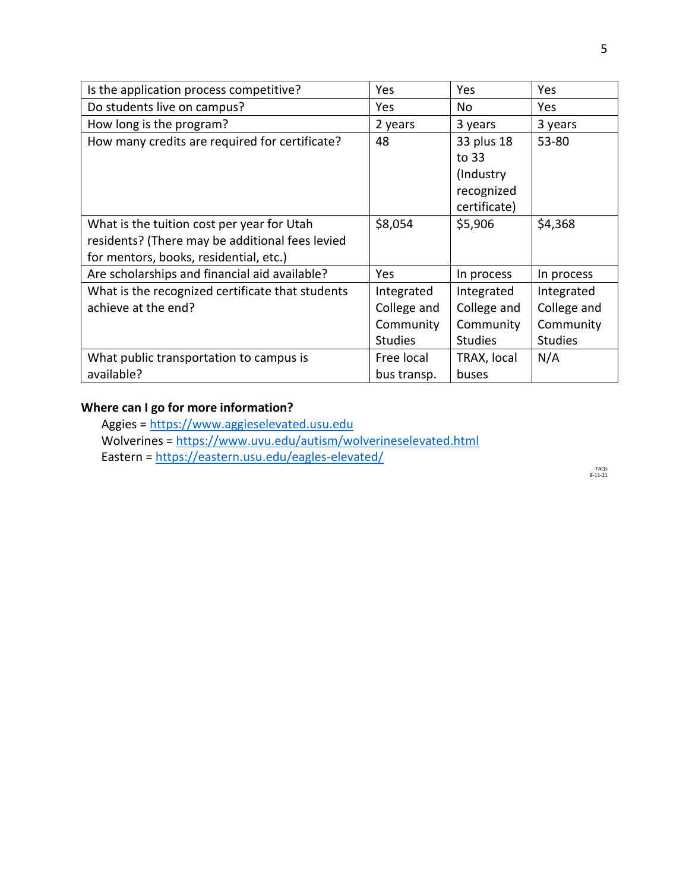| | | | |
|---|---|---|---|
| Is the application process competitive? | Yes | Yes | Yes |
| Do students live on campus? | Yes | No | Yes |
| How long is the program? | 2 years | 3 years | 3 years |
| How many credits are required for certificate? | 48 | 33 plus 18 to 33 (Industry recognized certificate) | 53-80 |
| What is the tuition cost per year for Utah residents? (There may be additional fees levied for mentors, books, residential, etc.) | $8,054 | $5,906 | $4,368 |
| Are scholarships and financial aid available? | Yes | In process | In process |
| What is the recognized certificate that students achieve at the end? | Integrated College and Community Studies | Integrated College and Community Studies | Integrated College and Community Studies |
| What public transportation to campus is available? | Free local bus transp. | TRAX, local buses | N/A |

**Where can I go for more information?**

Aggies = https://www.aggieselevated.usu.edu
Wolverines = https://www.uvu.edu/autism/wolverineselevated.html
Eastern = https://eastern.usu.edu/eagles-elevated/

FAQs
8-11-21